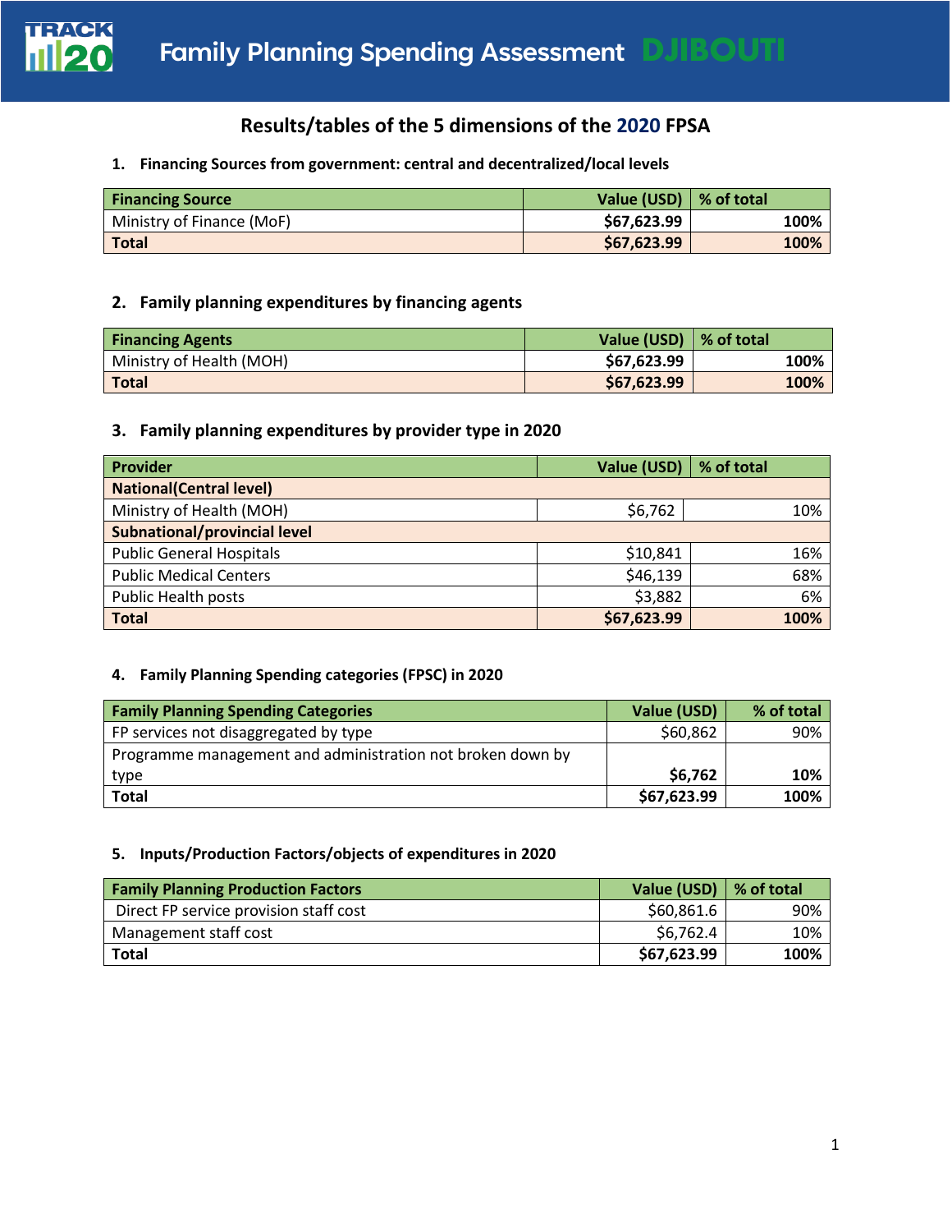# Family Planning Spending Assessment DJIBOUTI

## Results/tables of the 5 dimensions of the 2020 FPSA

### 1. Financing Sources from government: central and decentralized/local levels

| Financing Source | Value (USD) | % of total |
|---|---|---|
| Ministry of Finance (MoF) | **$67,623.99** | **100%** |
| **Total** | **$67,623.99** | **100%** |

### 2. Family planning expenditures by financing agents

| Financing Agents | Value (USD) | % of total |
|---|---|---|
| Ministry of Health (MOH) | **$67,623.99** | **100%** |
| **Total** | **$67,623.99** | **100%** |

### 3. Family planning expenditures by provider type in 2020

| Provider | Value (USD) | % of total |
|---|---|---|
| **National(Central level)** | | |
| Ministry of Health (MOH) | $6,762 | 10% |
| **Subnational/provincial level** | | |
| Public General Hospitals | $10,841 | 16% |
| Public Medical Centers | $46,139 | 68% |
| Public Health posts | $3,882 | 6% |
| **Total** | **$67,623.99** | **100%** |

### 4. Family Planning Spending categories (FPSC) in 2020

| Family Planning Spending Categories | Value (USD) | % of total |
|---|---|---|
| FP services not disaggregated by type | $60,862 | 90% |
| Programme management and administration not broken down by type | **$6,762** | **10%** |
| **Total** | **$67,623.99** | **100%** |

### 5. Inputs/Production Factors/objects of expenditures in 2020

| Family Planning Production Factors | Value (USD) | % of total |
|---|---|---|
| Direct FP service provision staff cost | $60,861.6 | 90% |
| Management staff cost | $6,762.4 | 10% |
| **Total** | **$67,623.99** | **100%** |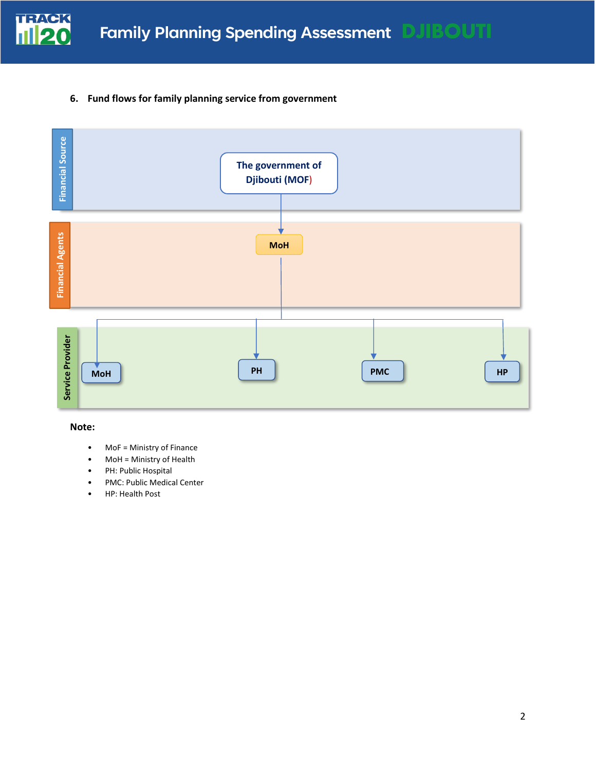## 6. Fund flows for family planning service from government

Financial Source

The government of Djibouti (MOF)

Financial Agents

MoH

Service Provider

MoH

PH

PMC

HP

**Note:**

- MoF = Ministry of Finance
- MoH = Ministry of Health
- PH: Public Hospital
- PMC: Public Medical Center
- HP: Health Post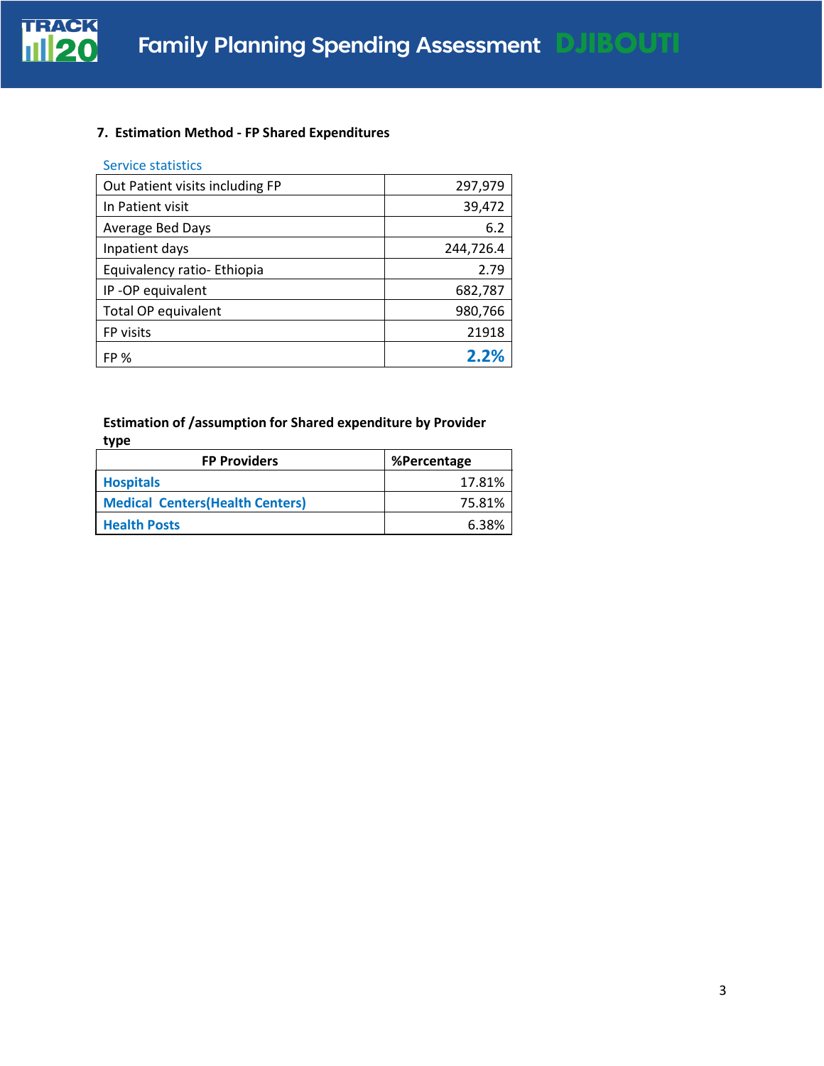### 7. Estimation Method - FP Shared Expenditures

Service statistics

| | |
|---|---|
| Out Patient visits including FP | 297,979 |
| In Patient visit | 39,472 |
| Average Bed Days | 6.2 |
| Inpatient days | 244,726.4 |
| Equivalency ratio- Ethiopia | 2.79 |
| IP -OP equivalent | 682,787 |
| Total OP equivalent | 980,766 |
| FP visits | 21918 |
| FP % | **2.2%** |

**Estimation of /assumption for Shared expenditure by Provider type**

| FP Providers | %Percentage |
|---|---|
| **Hospitals** | 17.81% |
| **Medical Centers(Health Centers)** | 75.81% |
| **Health Posts** | 6.38% |